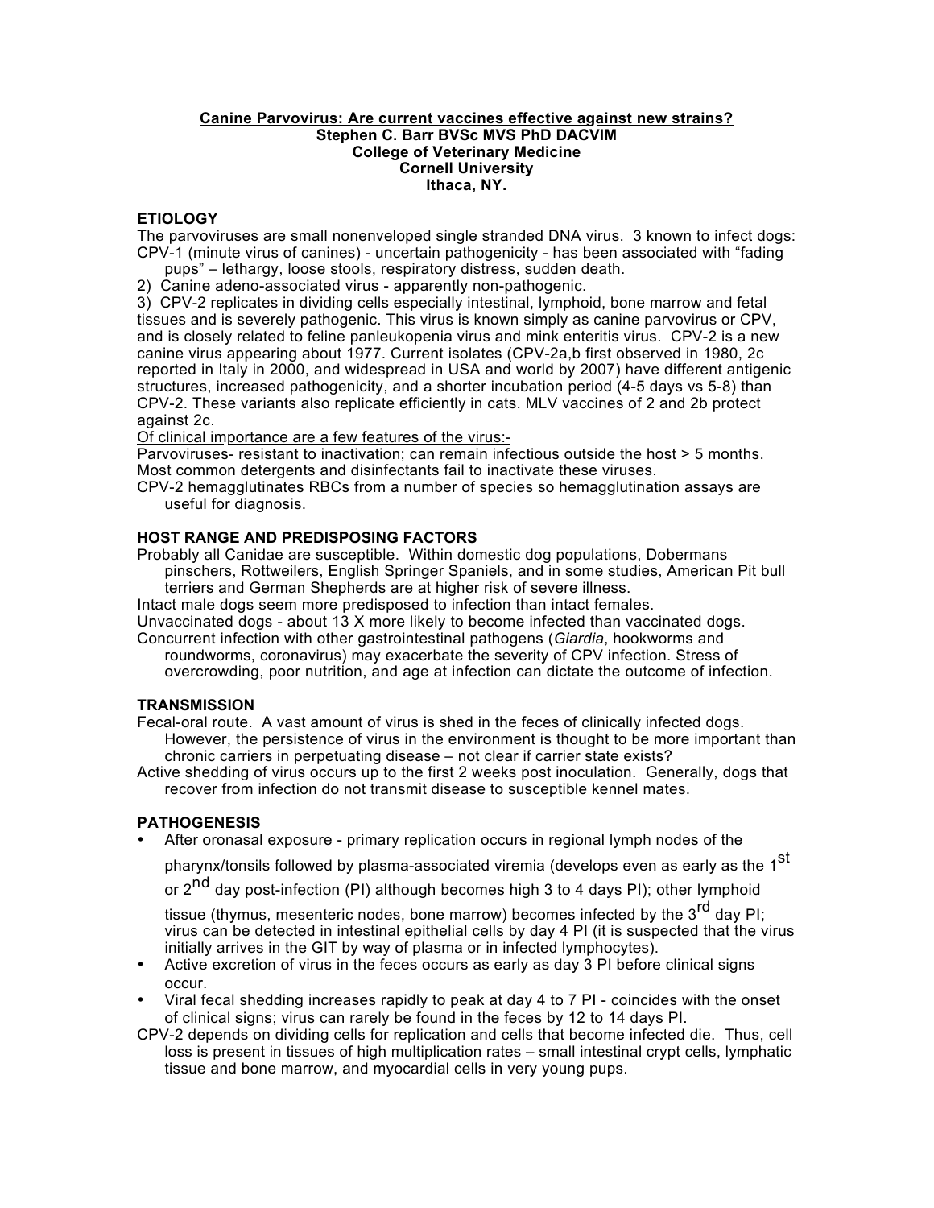# Canine Parvovirus: Are current vaccines effective against new strains?

**Stephen C. Barr BVSc MVS PhD DACVIM**
**College of Veterinary Medicine**
**Cornell University**
**Ithaca, NY.**

## ETIOLOGY

The parvoviruses are small nonenveloped single stranded DNA virus. 3 known to infect dogs:

CPV-1 (minute virus of canines) - uncertain pathogenicity - has been associated with "fading pups" – lethargy, loose stools, respiratory distress, sudden death.

2) Canine adeno-associated virus - apparently non-pathogenic.

3) CPV-2 replicates in dividing cells especially intestinal, lymphoid, bone marrow and fetal tissues and is severely pathogenic. This virus is known simply as canine parvovirus or CPV, and is closely related to feline panleukopenia virus and mink enteritis virus. CPV-2 is a new canine virus appearing about 1977. Current isolates (CPV-2a,b first observed in 1980, 2c reported in Italy in 2000, and widespread in USA and world by 2007) have different antigenic structures, increased pathogenicity, and a shorter incubation period (4-5 days vs 5-8) than CPV-2. These variants also replicate efficiently in cats. MLV vaccines of 2 and 2b protect against 2c.

Of clinical importance are a few features of the virus:-

Parvoviruses- resistant to inactivation; can remain infectious outside the host > 5 months. Most common detergents and disinfectants fail to inactivate these viruses.

CPV-2 hemagglutinates RBCs from a number of species so hemagglutination assays are useful for diagnosis.

## HOST RANGE AND PREDISPOSING FACTORS

Probably all Canidae are susceptible. Within domestic dog populations, Dobermans pinschers, Rottweilers, English Springer Spaniels, and in some studies, American Pit bull terriers and German Shepherds are at higher risk of severe illness.

Intact male dogs seem more predisposed to infection than intact females.

Unvaccinated dogs - about 13 X more likely to become infected than vaccinated dogs.

Concurrent infection with other gastrointestinal pathogens (*Giardia*, hookworms and roundworms, coronavirus) may exacerbate the severity of CPV infection. Stress of overcrowding, poor nutrition, and age at infection can dictate the outcome of infection.

## TRANSMISSION

Fecal-oral route. A vast amount of virus is shed in the feces of clinically infected dogs. However, the persistence of virus in the environment is thought to be more important than chronic carriers in perpetuating disease – not clear if carrier state exists?

Active shedding of virus occurs up to the first 2 weeks post inoculation. Generally, dogs that recover from infection do not transmit disease to susceptible kennel mates.

## PATHOGENESIS

- After oronasal exposure - primary replication occurs in regional lymph nodes of the pharynx/tonsils followed by plasma-associated viremia (develops even as early as the 1st or 2nd day post-infection (PI) although becomes high 3 to 4 days PI); other lymphoid tissue (thymus, mesenteric nodes, bone marrow) becomes infected by the 3rd day PI; virus can be detected in intestinal epithelial cells by day 4 PI (it is suspected that the virus initially arrives in the GIT by way of plasma or in infected lymphocytes).
- Active excretion of virus in the feces occurs as early as day 3 PI before clinical signs occur.
- Viral fecal shedding increases rapidly to peak at day 4 to 7 PI - coincides with the onset of clinical signs; virus can rarely be found in the feces by 12 to 14 days PI.

CPV-2 depends on dividing cells for replication and cells that become infected die. Thus, cell loss is present in tissues of high multiplication rates – small intestinal crypt cells, lymphatic tissue and bone marrow, and myocardial cells in very young pups.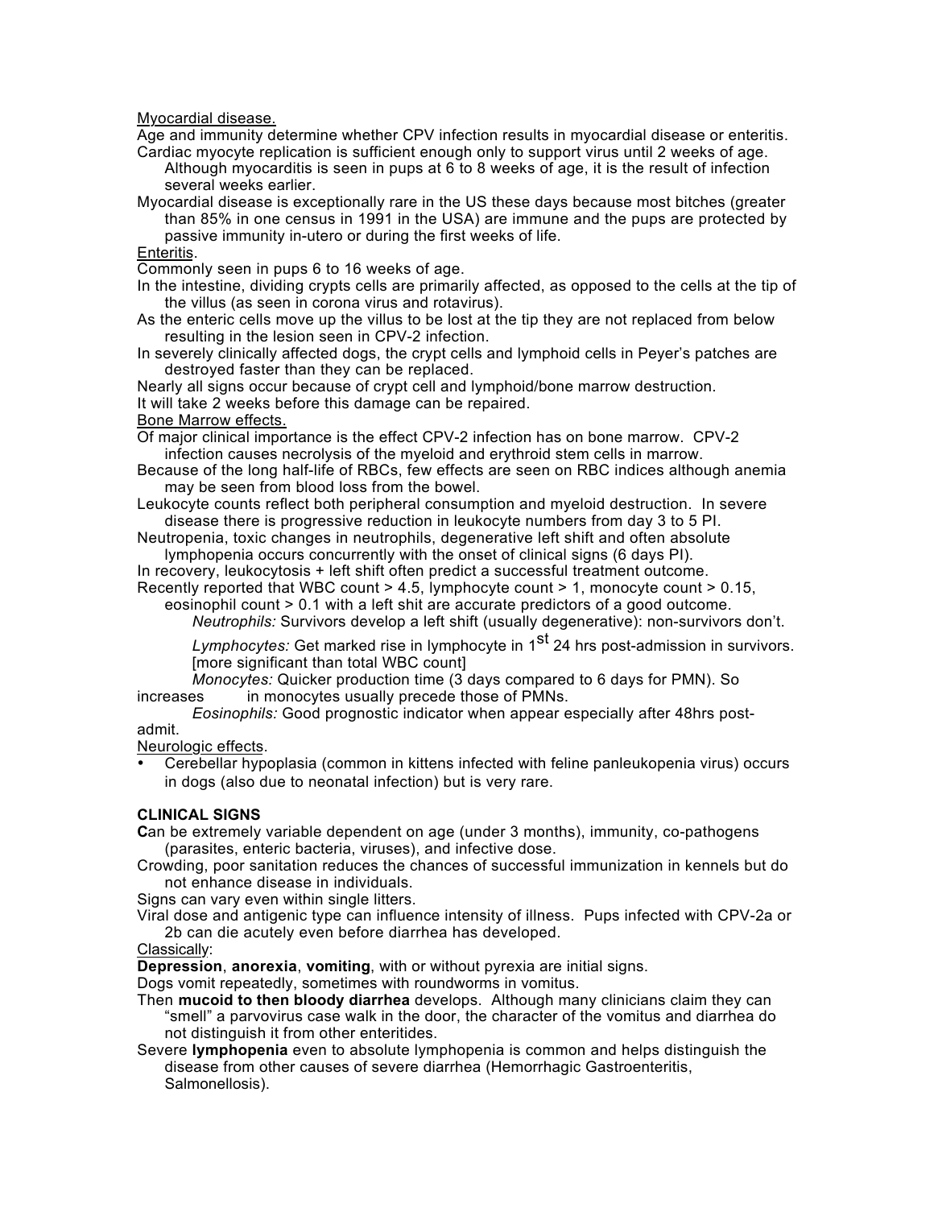Myocardial disease.

Age and immunity determine whether CPV infection results in myocardial disease or enteritis.

Cardiac myocyte replication is sufficient enough only to support virus until 2 weeks of age. Although myocarditis is seen in pups at 6 to 8 weeks of age, it is the result of infection several weeks earlier.

Myocardial disease is exceptionally rare in the US these days because most bitches (greater than 85% in one census in 1991 in the USA) are immune and the pups are protected by passive immunity in-utero or during the first weeks of life.

Enteritis.

Commonly seen in pups 6 to 16 weeks of age.

In the intestine, dividing crypts cells are primarily affected, as opposed to the cells at the tip of the villus (as seen in corona virus and rotavirus).

As the enteric cells move up the villus to be lost at the tip they are not replaced from below resulting in the lesion seen in CPV-2 infection.

In severely clinically affected dogs, the crypt cells and lymphoid cells in Peyer's patches are destroyed faster than they can be replaced.

Nearly all signs occur because of crypt cell and lymphoid/bone marrow destruction.

It will take 2 weeks before this damage can be repaired.

Bone Marrow effects.

Of major clinical importance is the effect CPV-2 infection has on bone marrow. CPV-2 infection causes necrolysis of the myeloid and erythroid stem cells in marrow.

Because of the long half-life of RBCs, few effects are seen on RBC indices although anemia may be seen from blood loss from the bowel.

Leukocyte counts reflect both peripheral consumption and myeloid destruction. In severe disease there is progressive reduction in leukocyte numbers from day 3 to 5 PI.

Neutropenia, toxic changes in neutrophils, degenerative left shift and often absolute lymphopenia occurs concurrently with the onset of clinical signs (6 days PI).

In recovery, leukocytosis + left shift often predict a successful treatment outcome.

Recently reported that WBC count > 4.5, lymphocyte count > 1, monocyte count > 0.15, eosinophil count > 0.1 with a left shit are accurate predictors of a good outcome.

*Neutrophils:* Survivors develop a left shift (usually degenerative): non-survivors don't.

*Lymphocytes:* Get marked rise in lymphocyte in 1st 24 hrs post-admission in survivors. [more significant than total WBC count]

*Monocytes:* Quicker production time (3 days compared to 6 days for PMN). So increases in monocytes usually precede those of PMNs.

*Eosinophils:* Good prognostic indicator when appear especially after 48hrs post-admit.

Neurologic effects.

- Cerebellar hypoplasia (common in kittens infected with feline panleukopenia virus) occurs in dogs (also due to neonatal infection) but is very rare.

**CLINICAL SIGNS**

**C**an be extremely variable dependent on age (under 3 months), immunity, co-pathogens (parasites, enteric bacteria, viruses), and infective dose.

Crowding, poor sanitation reduces the chances of successful immunization in kennels but do not enhance disease in individuals.

Signs can vary even within single litters.

Viral dose and antigenic type can influence intensity of illness. Pups infected with CPV-2a or 2b can die acutely even before diarrhea has developed.

Classically:

**Depression**, **anorexia**, **vomiting**, with or without pyrexia are initial signs.

Dogs vomit repeatedly, sometimes with roundworms in vomitus.

Then **mucoid to then bloody diarrhea** develops. Although many clinicians claim they can "smell" a parvovirus case walk in the door, the character of the vomitus and diarrhea do not distinguish it from other enteritides.

Severe **lymphopenia** even to absolute lymphopenia is common and helps distinguish the disease from other causes of severe diarrhea (Hemorrhagic Gastroenteritis, Salmonellosis).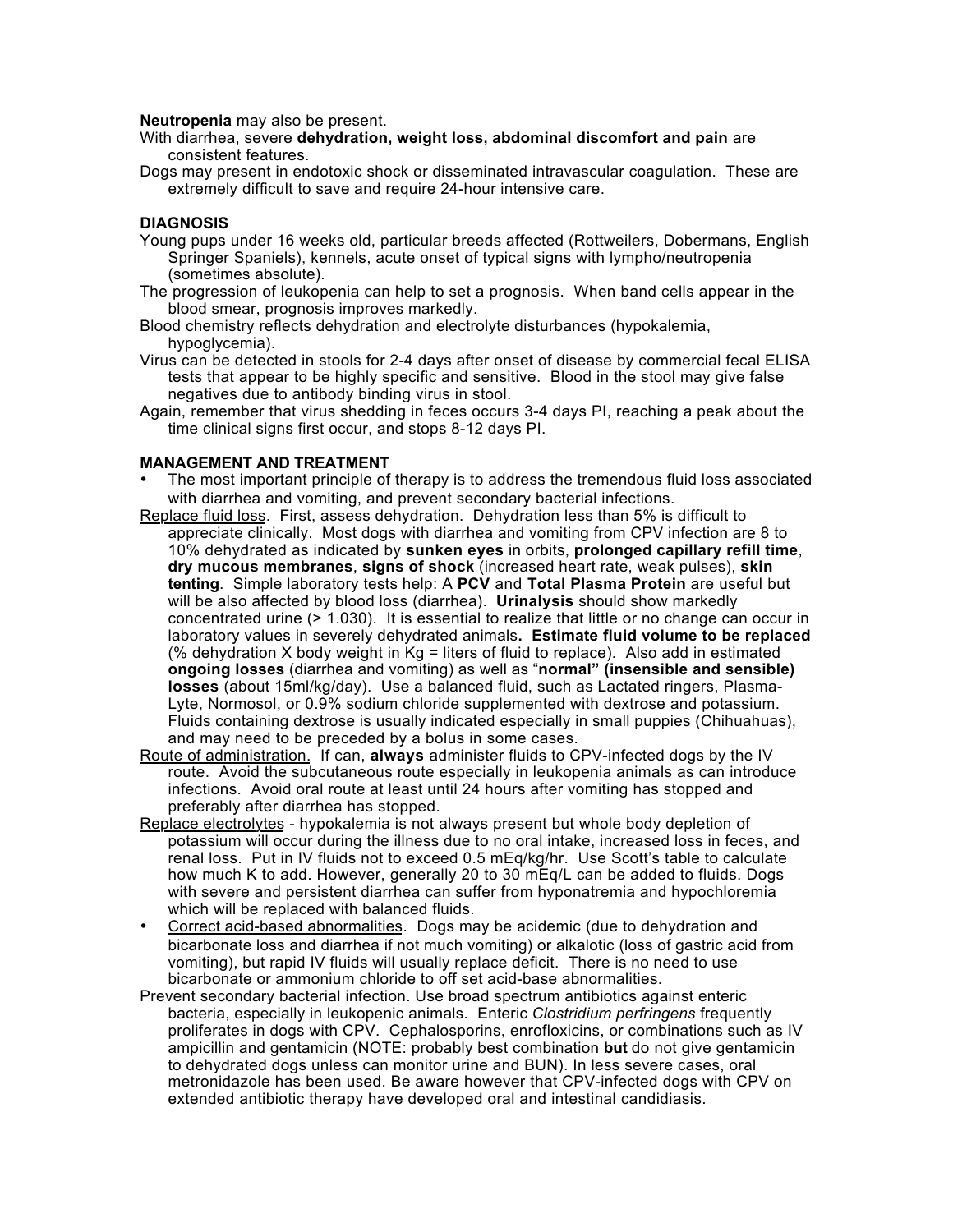**Neutropenia** may also be present.

With diarrhea, severe **dehydration, weight loss, abdominal discomfort and pain** are consistent features.

Dogs may present in endotoxic shock or disseminated intravascular coagulation. These are extremely difficult to save and require 24-hour intensive care.

## DIAGNOSIS

Young pups under 16 weeks old, particular breeds affected (Rottweilers, Dobermans, English Springer Spaniels), kennels, acute onset of typical signs with lympho/neutropenia (sometimes absolute).

The progression of leukopenia can help to set a prognosis. When band cells appear in the blood smear, prognosis improves markedly.

Blood chemistry reflects dehydration and electrolyte disturbances (hypokalemia, hypoglycemia).

Virus can be detected in stools for 2-4 days after onset of disease by commercial fecal ELISA tests that appear to be highly specific and sensitive. Blood in the stool may give false negatives due to antibody binding virus in stool.

Again, remember that virus shedding in feces occurs 3-4 days PI, reaching a peak about the time clinical signs first occur, and stops 8-12 days PI.

## MANAGEMENT AND TREATMENT

- The most important principle of therapy is to address the tremendous fluid loss associated with diarrhea and vomiting, and prevent secondary bacterial infections.

<u>Replace fluid loss</u>. First, assess dehydration. Dehydration less than 5% is difficult to appreciate clinically. Most dogs with diarrhea and vomiting from CPV infection are 8 to 10% dehydrated as indicated by **sunken eyes** in orbits, **prolonged capillary refill time**, **dry mucous membranes**, **signs of shock** (increased heart rate, weak pulses), **skin tenting**. Simple laboratory tests help: A **PCV** and **Total Plasma Protein** are useful but will be also affected by blood loss (diarrhea). **Urinalysis** should show markedly concentrated urine (> 1.030). It is essential to realize that little or no change can occur in laboratory values in severely dehydrated animals**. Estimate fluid volume to be replaced** (% dehydration X body weight in Kg = liters of fluid to replace). Also add in estimated **ongoing losses** (diarrhea and vomiting) as well as "**normal" (insensible and sensible) losses** (about 15ml/kg/day). Use a balanced fluid, such as Lactated ringers, Plasma-Lyte, Normosol, or 0.9% sodium chloride supplemented with dextrose and potassium. Fluids containing dextrose is usually indicated especially in small puppies (Chihuahuas), and may need to be preceded by a bolus in some cases.

<u>Route of administration.</u> If can, **always** administer fluids to CPV-infected dogs by the IV route. Avoid the subcutaneous route especially in leukopenia animals as can introduce infections. Avoid oral route at least until 24 hours after vomiting has stopped and preferably after diarrhea has stopped.

<u>Replace electrolytes</u> - hypokalemia is not always present but whole body depletion of potassium will occur during the illness due to no oral intake, increased loss in feces, and renal loss. Put in IV fluids not to exceed 0.5 mEq/kg/hr. Use Scott's table to calculate how much K to add. However, generally 20 to 30 mEq/L can be added to fluids. Dogs with severe and persistent diarrhea can suffer from hyponatremia and hypochloremia which will be replaced with balanced fluids.

- <u>Correct acid-based abnormalities</u>. Dogs may be acidemic (due to dehydration and bicarbonate loss and diarrhea if not much vomiting) or alkalotic (loss of gastric acid from vomiting), but rapid IV fluids will usually replace deficit. There is no need to use bicarbonate or ammonium chloride to off set acid-base abnormalities.

<u>Prevent secondary bacterial infection</u>. Use broad spectrum antibiotics against enteric bacteria, especially in leukopenic animals. Enteric *Clostridium perfringens* frequently proliferates in dogs with CPV. Cephalosporins, enrofloxicins, or combinations such as IV ampicillin and gentamicin (NOTE: probably best combination **but** do not give gentamicin to dehydrated dogs unless can monitor urine and BUN). In less severe cases, oral metronidazole has been used. Be aware however that CPV-infected dogs with CPV on extended antibiotic therapy have developed oral and intestinal candidiasis.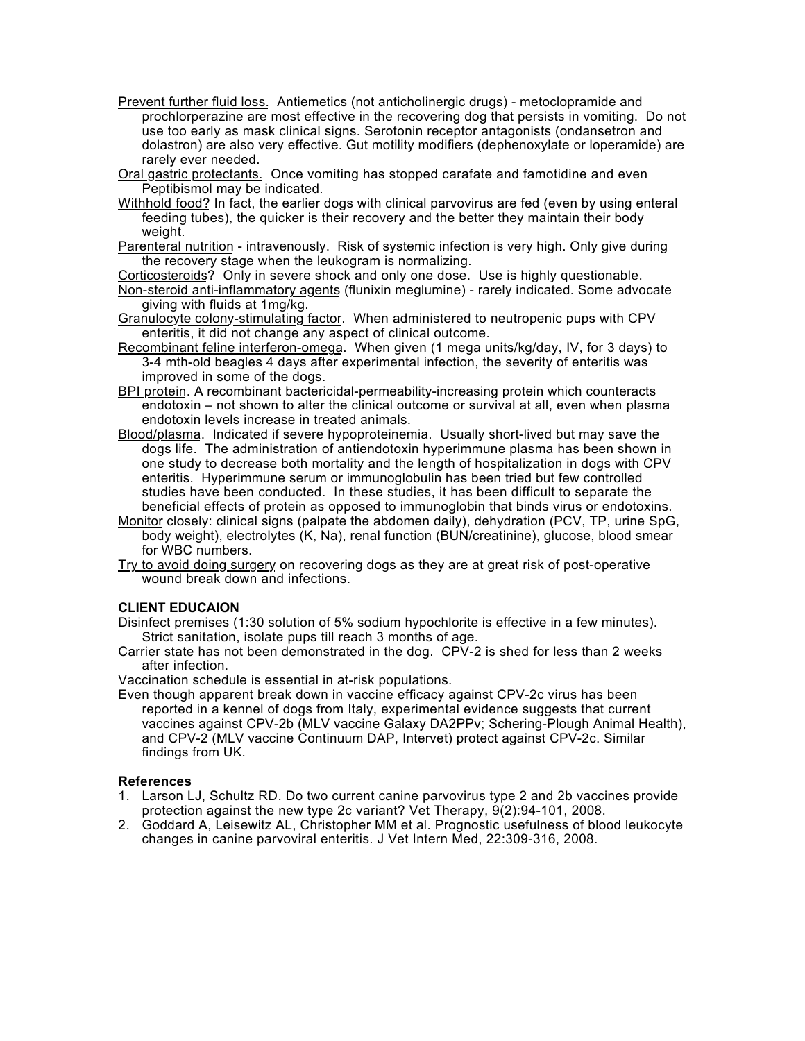Prevent further fluid loss. Antiemetics (not anticholinergic drugs) - metoclopramide and prochlorperazine are most effective in the recovering dog that persists in vomiting. Do not use too early as mask clinical signs. Serotonin receptor antagonists (ondansetron and dolastron) are also very effective. Gut motility modifiers (dephenoxylate or loperamide) are rarely ever needed.

Oral gastric protectants. Once vomiting has stopped carafate and famotidine and even Peptibismol may be indicated.

Withhold food? In fact, the earlier dogs with clinical parvovirus are fed (even by using enteral feeding tubes), the quicker is their recovery and the better they maintain their body weight.

Parenteral nutrition - intravenously. Risk of systemic infection is very high. Only give during the recovery stage when the leukogram is normalizing.

Corticosteroids? Only in severe shock and only one dose. Use is highly questionable.

Non-steroid anti-inflammatory agents (flunixin meglumine) - rarely indicated. Some advocate giving with fluids at 1mg/kg.

Granulocyte colony-stimulating factor. When administered to neutropenic pups with CPV enteritis, it did not change any aspect of clinical outcome.

Recombinant feline interferon-omega. When given (1 mega units/kg/day, IV, for 3 days) to 3-4 mth-old beagles 4 days after experimental infection, the severity of enteritis was improved in some of the dogs.

BPI protein. A recombinant bactericidal-permeability-increasing protein which counteracts endotoxin – not shown to alter the clinical outcome or survival at all, even when plasma endotoxin levels increase in treated animals.

Blood/plasma. Indicated if severe hypoproteinemia. Usually short-lived but may save the dogs life. The administration of antiendotoxin hyperimmune plasma has been shown in one study to decrease both mortality and the length of hospitalization in dogs with CPV enteritis. Hyperimmune serum or immunoglobulin has been tried but few controlled studies have been conducted. In these studies, it has been difficult to separate the beneficial effects of protein as opposed to immunoglobin that binds virus or endotoxins.

Monitor closely: clinical signs (palpate the abdomen daily), dehydration (PCV, TP, urine SpG, body weight), electrolytes (K, Na), renal function (BUN/creatinine), glucose, blood smear for WBC numbers.

Try to avoid doing surgery on recovering dogs as they are at great risk of post-operative wound break down and infections.

**CLIENT EDUCAION**

Disinfect premises (1:30 solution of 5% sodium hypochlorite is effective in a few minutes). Strict sanitation, isolate pups till reach 3 months of age.

Carrier state has not been demonstrated in the dog. CPV-2 is shed for less than 2 weeks after infection.

Vaccination schedule is essential in at-risk populations.

Even though apparent break down in vaccine efficacy against CPV-2c virus has been reported in a kennel of dogs from Italy, experimental evidence suggests that current vaccines against CPV-2b (MLV vaccine Galaxy DA2PPv; Schering-Plough Animal Health), and CPV-2 (MLV vaccine Continuum DAP, Intervet) protect against CPV-2c. Similar findings from UK.

**References**

1. Larson LJ, Schultz RD. Do two current canine parvovirus type 2 and 2b vaccines provide protection against the new type 2c variant? Vet Therapy, 9(2):94-101, 2008.
2. Goddard A, Leisewitz AL, Christopher MM et al. Prognostic usefulness of blood leukocyte changes in canine parvoviral enteritis. J Vet Intern Med, 22:309-316, 2008.